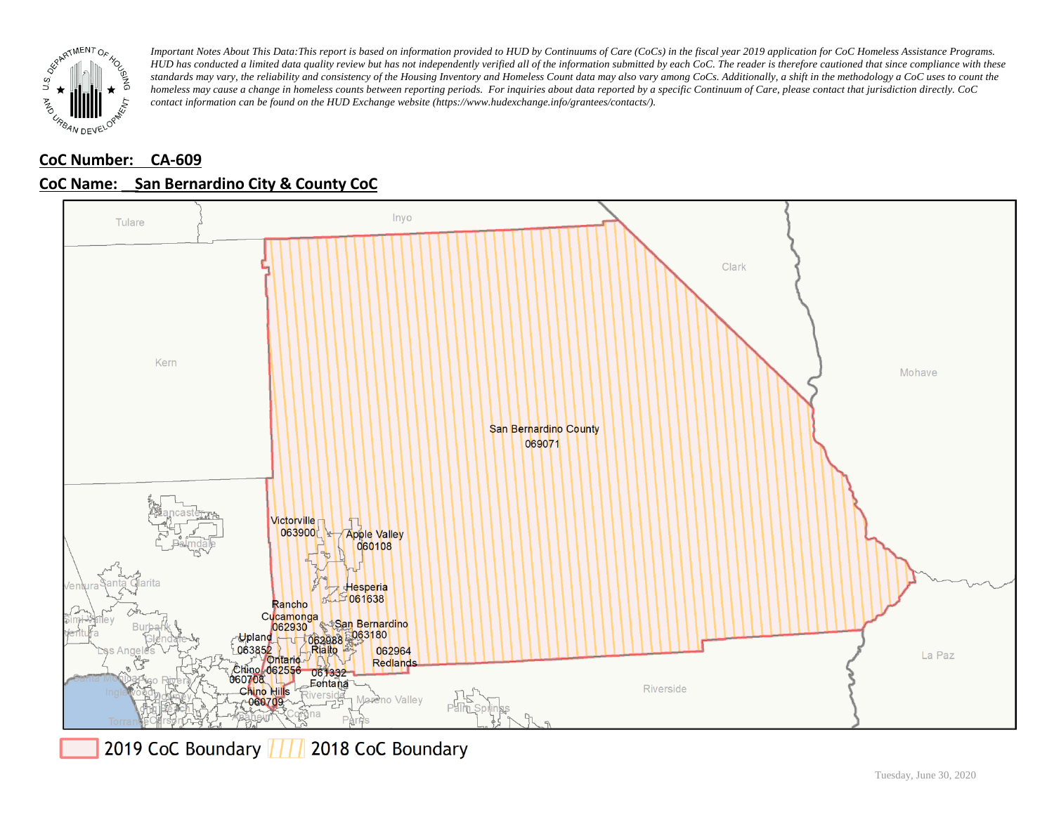*Important Notes About This Data:This report is based on information provided to HUD by Continuums of Care (CoCs) in the fiscal year 2019 application for CoC Homeless Assistance Programs. HUD has conducted a limited data quality review but has not independently verified all of the information submitted by each CoC. The reader is therefore cautioned that since compliance with these standards may vary, the reliability and consistency of the Housing Inventory and Homeless Count data may also vary among CoCs. Additionally, a shift in the methodology a CoC uses to count the homeless may cause a change in homeless counts between reporting periods. For inquiries about data reported by a specific Continuum of Care, please contact that jurisdiction directly. CoC contact information can be found on the HUD Exchange website (https://www.hudexchange.info/grantees/contacts/).*

**CoC Number: CA-609**

**CoC Name: San Bernardino City & County CoC**

Tulare
Inyo
Clark
Kern
Mohave
San Bernardino County
069071
Lancaster
Palmdale
Victorville
063900
Apple Valley
060108
Hesperia
061638
Ventura
Santa Clarita
Simi Valley
Burbank
Glendale
Los Angeles
Rancho Cucamonga
062930
San Bernardino
063180
Upland
063852
062988
Rialto
062964
Redlands
Ontario
062556
Chino
060708
061332
Fontana
Chino Hills
060709
Riverside
Moreno Valley
Palm Springs
Corona
Perris
Anaheim
Inglewood
Torrance
La Paz

2019 CoC Boundary
2018 CoC Boundary

Tuesday, June 30, 2020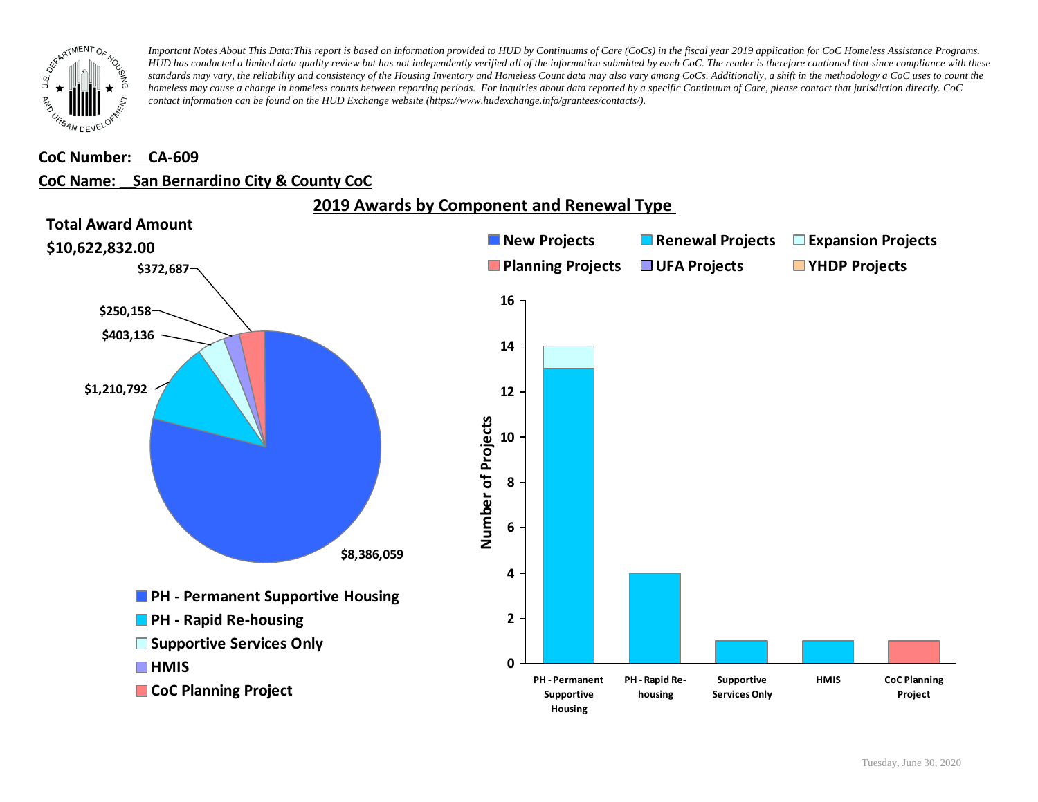*Important Notes About This Data:This report is based on information provided to HUD by Continuums of Care (CoCs) in the fiscal year 2019 application for CoC Homeless Assistance Programs. HUD has conducted a limited data quality review but has not independently verified all of the information submitted by each CoC. The reader is therefore cautioned that since compliance with these standards may vary, the reliability and consistency of the Housing Inventory and Homeless Count data may also vary among CoCs. Additionally, a shift in the methodology a CoC uses to count the homeless may cause a change in homeless counts between reporting periods. For inquiries about data reported by a specific Continuum of Care, please contact that jurisdiction directly. CoC contact information can be found on the HUD Exchange website (https://www.hudexchange.info/grantees/contacts/).*

**CoC Number: CA-609**

**CoC Name: San Bernardino City & County CoC**

## 2019 Awards by Component and Renewal Type

**Total Award Amount**

**$10,622,832.00**

| Component | Award Amount |
|---|---|
| PH - Permanent Supportive Housing | $8,386,059 |
| PH - Rapid Re-housing | $1,210,792 |
| Supportive Services Only | $403,136 |
| HMIS | $250,158 |
| CoC Planning Project | $372,687 |

Number of Projects

| Component | New Projects | Renewal Projects | Expansion Projects | Planning Projects | UFA Projects | YHDP Projects |
|---|---|---|---|---|---|---|
| PH - Permanent Supportive Housing | | 13 | 1 | | | |
| PH - Rapid Re-housing | | 4 | | | | |
| Supportive Services Only | | 1 | | | | |
| HMIS | | 1 | | | | |
| CoC Planning Project | | | | 1 | | |

Tuesday, June 30, 2020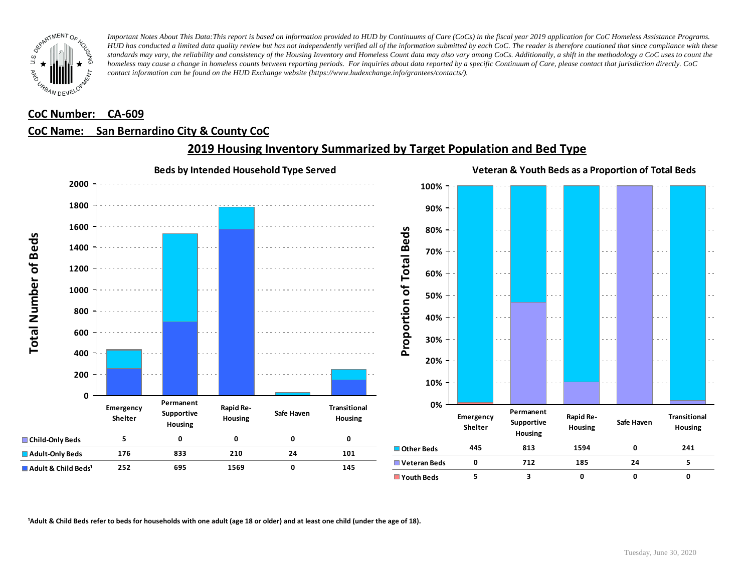*Important Notes About This Data: This report is based on information provided to HUD by Continuums of Care (CoCs) in the fiscal year 2019 application for CoC Homeless Assistance Programs. HUD has conducted a limited data quality review but has not independently verified all of the information submitted by each CoC. The reader is therefore cautioned that since compliance with these standards may vary, the reliability and consistency of the Housing Inventory and Homeless Count data may also vary among CoCs. Additionally, a shift in the methodology a CoC uses to count the homeless may cause a change in homeless counts between reporting periods. For inquiries about data reported by a specific Continuum of Care, please contact that jurisdiction directly. CoC contact information can be found on the HUD Exchange website (https://www.hudexchange.info/grantees/contacts/).*

**CoC Number: CA-609**

**CoC Name: San Bernardino City & County CoC**

## 2019 Housing Inventory Summarized by Target Population and Bed Type

### Beds by Intended Household Type Served

| | Emergency Shelter | Permanent Supportive Housing | Rapid Re-Housing | Safe Haven | Transitional Housing |
|---|---|---|---|---|---|
| Child-Only Beds | 5 | 0 | 0 | 0 | 0 |
| Adult-Only Beds | 176 | 833 | 210 | 24 | 101 |
| Adult & Child Beds[1] | 252 | 695 | 1569 | 0 | 145 |

### Veteran & Youth Beds as a Proportion of Total Beds

| | Emergency Shelter | Permanent Supportive Housing | Rapid Re-Housing | Safe Haven | Transitional Housing |
|---|---|---|---|---|---|
| Other Beds | 445 | 813 | 1594 | 0 | 241 |
| Veteran Beds | 0 | 712 | 185 | 24 | 5 |
| Youth Beds | 5 | 3 | 0 | 0 | 0 |

[1]Adult & Child Beds refer to beds for households with one adult (age 18 or older) and at least one child (under the age of 18).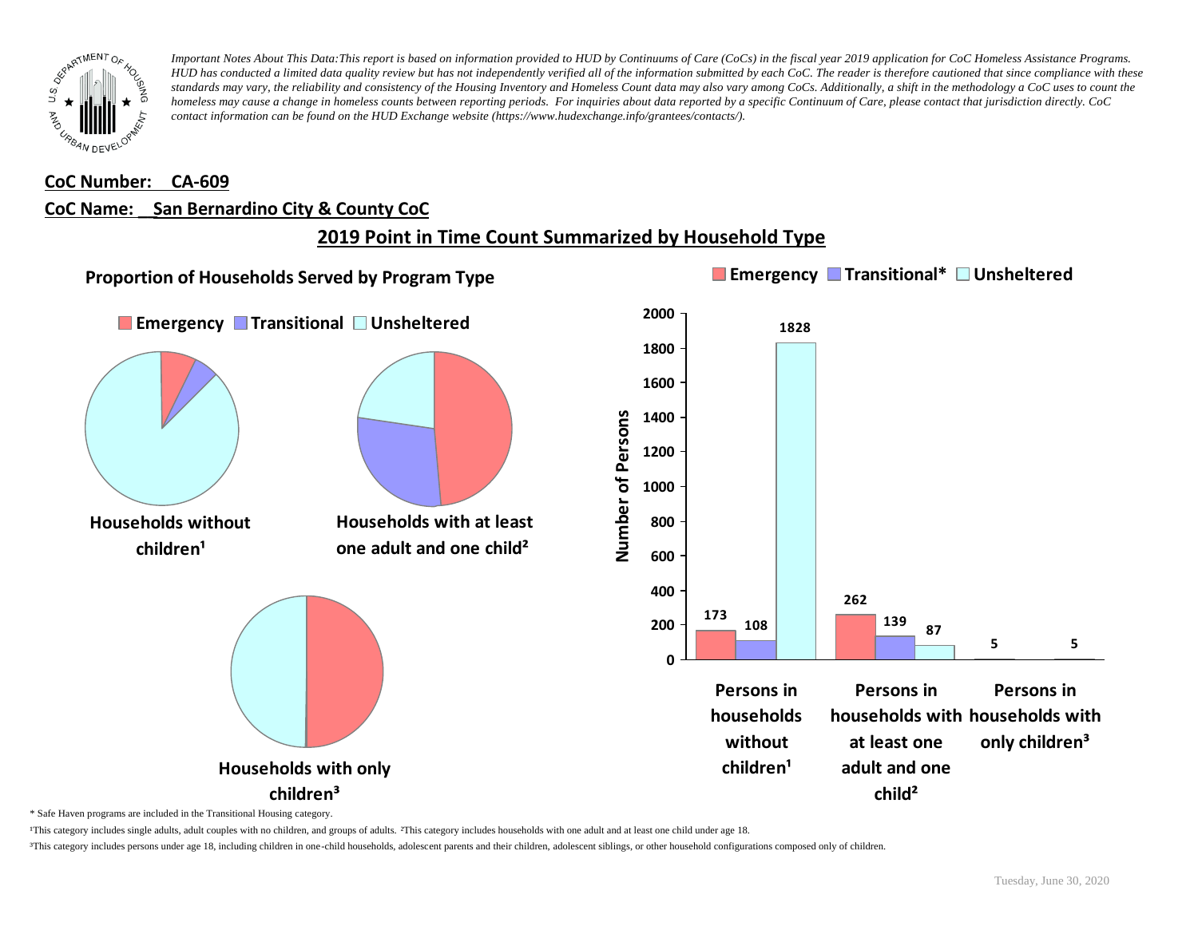*Important Notes About This Data:This report is based on information provided to HUD by Continuums of Care (CoCs) in the fiscal year 2019 application for CoC Homeless Assistance Programs. HUD has conducted a limited data quality review but has not independently verified all of the information submitted by each CoC. The reader is therefore cautioned that since compliance with these standards may vary, the reliability and consistency of the Housing Inventory and Homeless Count data may also vary among CoCs. Additionally, a shift in the methodology a CoC uses to count the homeless may cause a change in homeless counts between reporting periods. For inquiries about data reported by a specific Continuum of Care, please contact that jurisdiction directly. CoC contact information can be found on the HUD Exchange website (https://www.hudexchange.info/grantees/contacts/).*

**CoC Number: CA-609**

**CoC Name: San Bernardino City & County CoC**

## 2019 Point in Time Count Summarized by Household Type

### Proportion of Households Served by Program Type

Emergency | Transitional | Unsheltered

**Households without children¹**

**Households with at least one adult and one child²**

**Households with only children³**

### Number of Persons

| | Emergency | Transitional* | Unsheltered |
|---|---|---|---|
| Persons in households without children¹ | 173 | 108 | 1828 |
| Persons in households with at least one adult and one child² | 262 | 139 | 87 |
| Persons in households with only children³ | 5 | | 5 |

\* Safe Haven programs are included in the Transitional Housing category.

¹This category includes single adults, adult couples with no children, and groups of adults. ²This category includes households with one adult and at least one child under age 18.

³This category includes persons under age 18, including children in one-child households, adolescent parents and their children, adolescent siblings, or other household configurations composed only of children.

Tuesday, June 30, 2020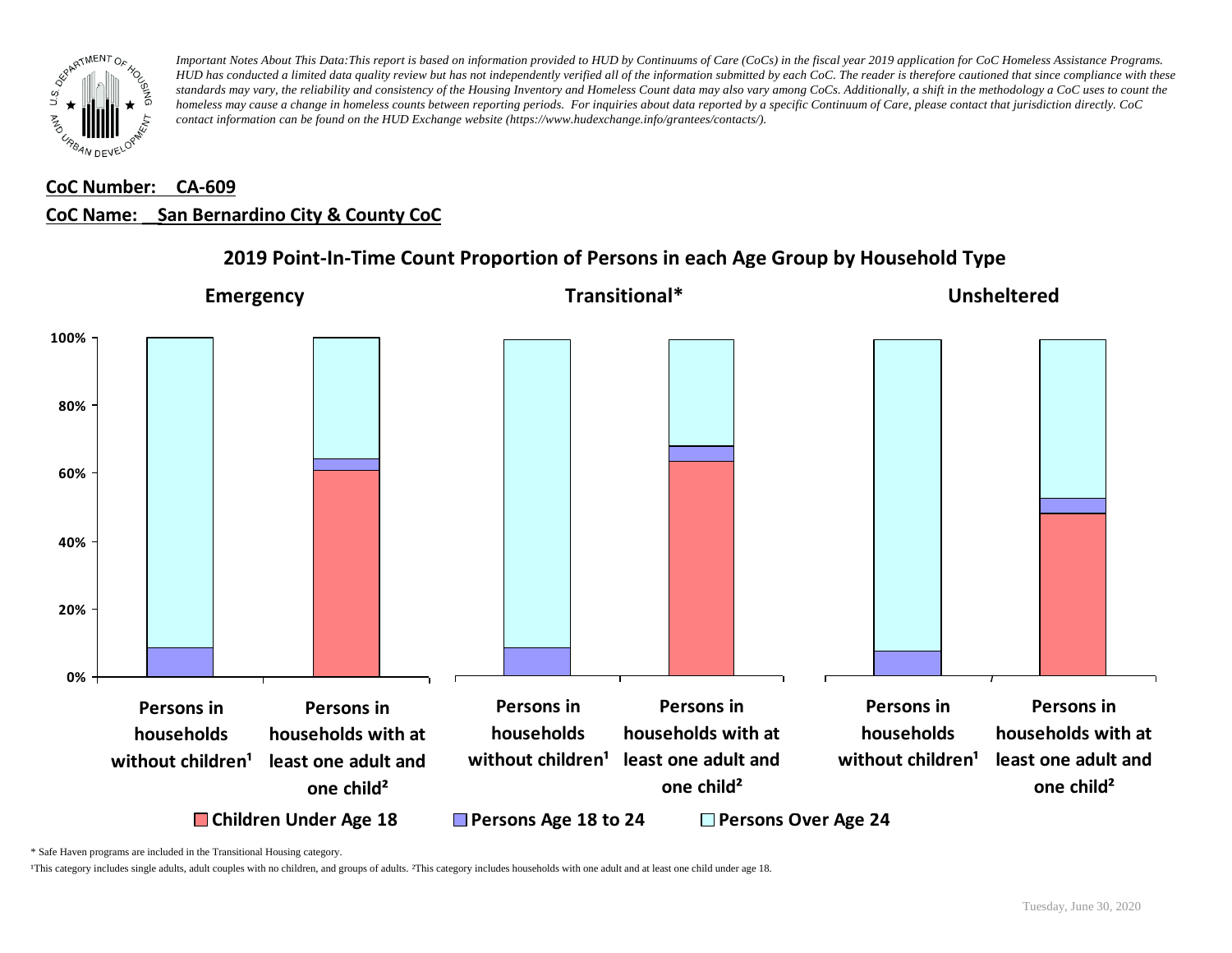*Important Notes About This Data:This report is based on information provided to HUD by Continuums of Care (CoCs) in the fiscal year 2019 application for CoC Homeless Assistance Programs. HUD has conducted a limited data quality review but has not independently verified all of the information submitted by each CoC. The reader is therefore cautioned that since compliance with these standards may vary, the reliability and consistency of the Housing Inventory and Homeless Count data may also vary among CoCs. Additionally, a shift in the methodology a CoC uses to count the homeless may cause a change in homeless counts between reporting periods. For inquiries about data reported by a specific Continuum of Care, please contact that jurisdiction directly. CoC contact information can be found on the HUD Exchange website (https://www.hudexchange.info/grantees/contacts/).*

**CoC Number: CA-609**

**CoC Name: San Bernardino City & County CoC**

## 2019 Point-In-Time Count Proportion of Persons in each Age Group by Household Type

**Emergency** | **Transitional*** | **Unsheltered**

Categories: Persons in households without children¹ | Persons in households with at least one adult and one child²

Legend: Children Under Age 18 | Persons Age 18 to 24 | Persons Over Age 24

\* Safe Haven programs are included in the Transitional Housing category.

¹This category includes single adults, adult couples with no children, and groups of adults. ²This category includes households with one adult and at least one child under age 18.

Tuesday, June 30, 2020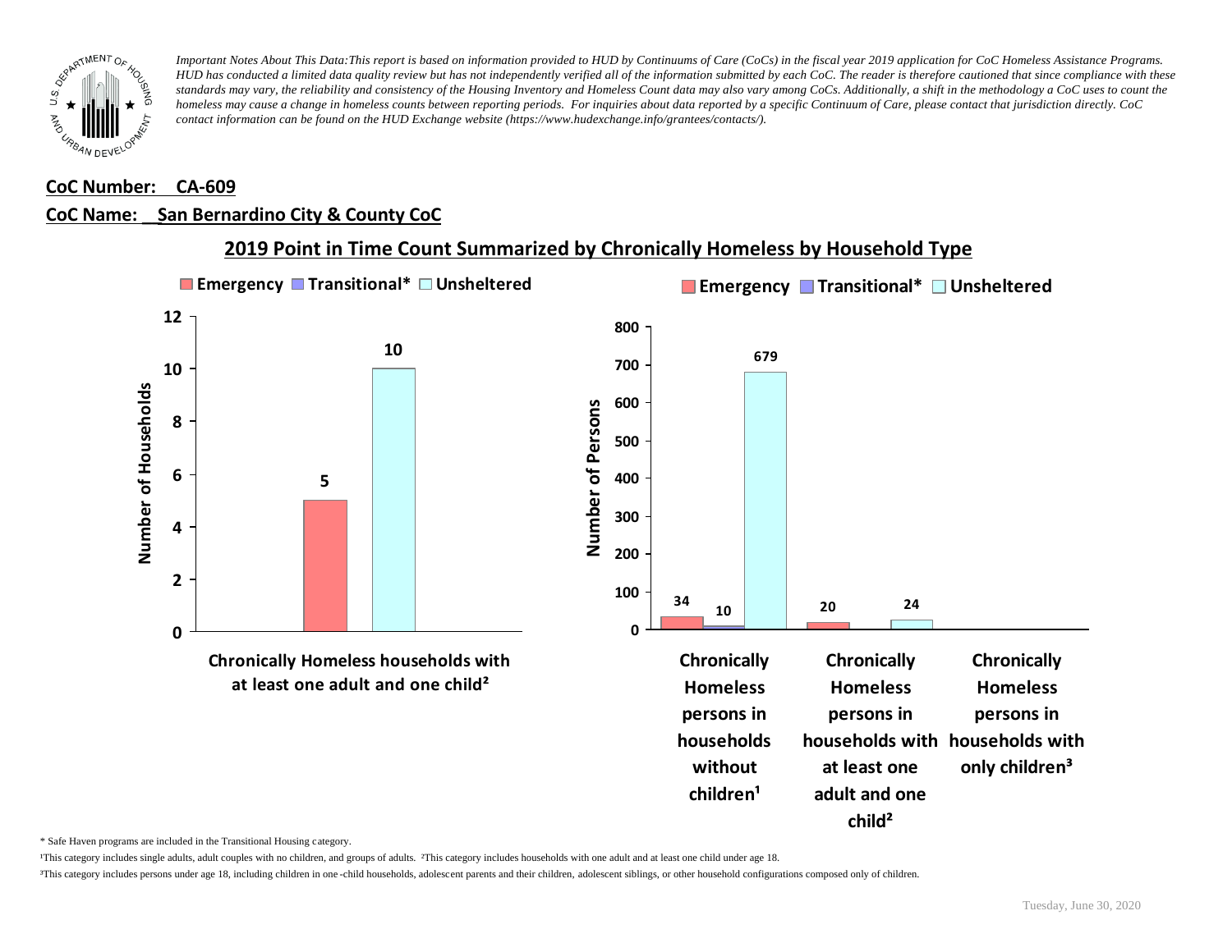*Important Notes About This Data: This report is based on information provided to HUD by Continuums of Care (CoCs) in the fiscal year 2019 application for CoC Homeless Assistance Programs. HUD has conducted a limited data quality review but has not independently verified all of the information submitted by each CoC. The reader is therefore cautioned that since compliance with these standards may vary, the reliability and consistency of the Housing Inventory and Homeless Count data may also vary among CoCs. Additionally, a shift in the methodology a CoC uses to count the homeless may cause a change in homeless counts between reporting periods. For inquiries about data reported by a specific Continuum of Care, please contact that jurisdiction directly. CoC contact information can be found on the HUD Exchange website (https://www.hudexchange.info/grantees/contacts/).*

**CoC Number: CA-609**

**CoC Name: San Bernardino City & County CoC**

## 2019 Point in Time Count Summarized by Chronically Homeless by Household Type

**Number of Households**

| | Emergency | Transitional* | Unsheltered |
|---|---|---|---|
| Chronically Homeless households with at least one adult and one child² | 5 | | 10 |

**Number of Persons**

| | Emergency | Transitional* | Unsheltered |
|---|---|---|---|
| Chronically Homeless persons in households without children¹ | 34 | 10 | 679 |
| Chronically Homeless persons in households with at least one adult and one child² | 20 | | 24 |
| Chronically Homeless persons in households with only children³ | | | |

* Safe Haven programs are included in the Transitional Housing category.

¹This category includes single adults, adult couples with no children, and groups of adults. ²This category includes households with one adult and at least one child under age 18.

³This category includes persons under age 18, including children in one-child households, adolescent parents and their children, adolescent siblings, or other household configurations composed only of children.

Tuesday, June 30, 2020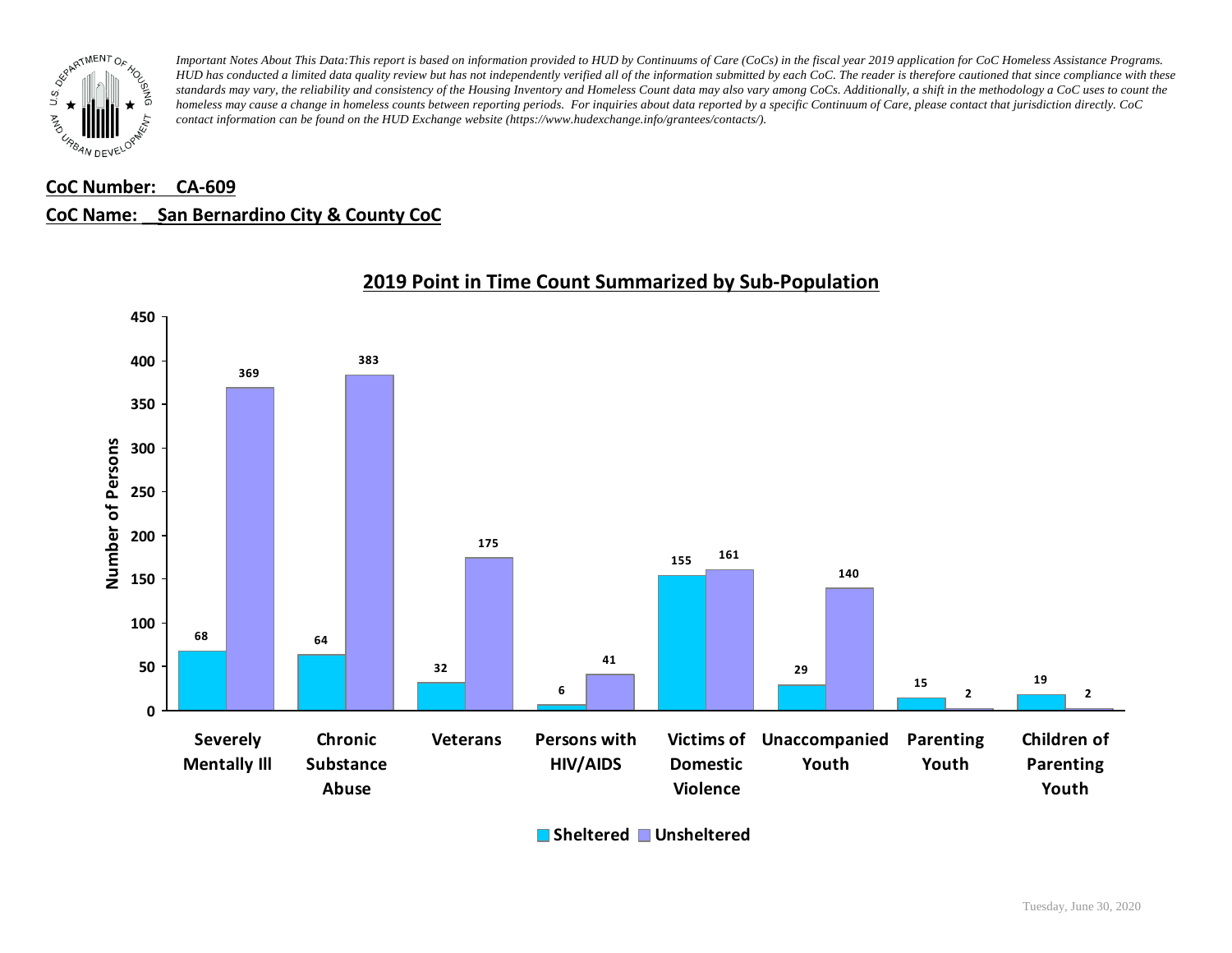*Important Notes About This Data:This report is based on information provided to HUD by Continuums of Care (CoCs) in the fiscal year 2019 application for CoC Homeless Assistance Programs. HUD has conducted a limited data quality review but has not independently verified all of the information submitted by each CoC. The reader is therefore cautioned that since compliance with these standards may vary, the reliability and consistency of the Housing Inventory and Homeless Count data may also vary among CoCs. Additionally, a shift in the methodology a CoC uses to count the homeless may cause a change in homeless counts between reporting periods. For inquiries about data reported by a specific Continuum of Care, please contact that jurisdiction directly. CoC contact information can be found on the HUD Exchange website (https://www.hudexchange.info/grantees/contacts/).*

**CoC Number: CA-609**

**CoC Name: San Bernardino City & County CoC**

## 2019 Point in Time Count Summarized by Sub-Population

Number of Persons

0
50
100
150
200
250
300
350
400
450

Severely Mentally Ill: 68, 369
Chronic Substance Abuse: 64, 383
Veterans: 32, 175
Persons with HIV/AIDS: 6, 41
Victims of Domestic Violence: 155, 161
Unaccompanied Youth: 29, 140
Parenting Youth: 15, 2
Children of Parenting Youth: 19, 2

Sheltered
Unsheltered

Tuesday, June 30, 2020